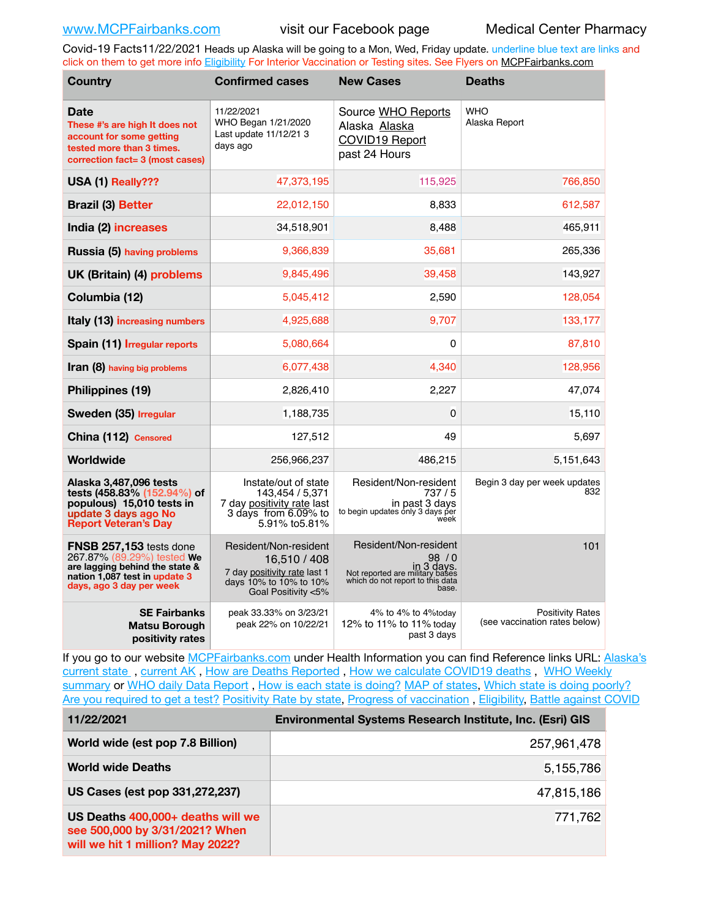www.MCPFairbanks.com visit our Facebook page Medical Center Pharmacy

Covid-19 Facts11/22/2021 Heads up Alaska will be going to a Mon, Wed, Friday update. underline blue text are links and click on them to get more info Eligibility For Interior Vaccination or Testing sites. See Flyers on MCPFairbanks.com

| Country | Confirmed cases | New Cases | Deaths |
|---|---|---|---|
| **Date** These #'s are high It does not account for some getting tested more than 3 times. correction fact= 3 (most cases) | 11/22/2021 WHO Began 1/21/2020 Last update 11/12/21 3 days ago | Source WHO Reports Alaska Alaska COVID19 Report past 24 Hours | WHO Alaska Report |
| **USA (1)** Really??? | 47,373,195 | 115,925 | 766,850 |
| **Brazil (3)** Better | 22,012,150 | 8,833 | 612,587 |
| **India (2)** increases | 34,518,901 | 8,488 | 465,911 |
| **Russia (5)** having problems | 9,366,839 | 35,681 | 265,336 |
| **UK (Britain) (4)** problems | 9,845,496 | 39,458 | 143,927 |
| **Columbia (12)** | 5,045,412 | 2,590 | 128,054 |
| **Italy (13)** increasing numbers | 4,925,688 | 9,707 | 133,177 |
| **Spain (11)** Irregular reports | 5,080,664 | 0 | 87,810 |
| **Iran (8)** having big problems | 6,077,438 | 4,340 | 128,956 |
| **Philippines (19)** | 2,826,410 | 2,227 | 47,074 |
| **Sweden (35)** Irregular | 1,188,735 | 0 | 15,110 |
| **China (112)** Censored | 127,512 | 49 | 5,697 |
| **Worldwide** | 256,966,237 | 486,215 | 5,151,643 |
| **Alaska 3,487,096 tests tests (458.83% (152.94%) of populous) 15,010 tests in** update 3 days ago No Report Veteran's Day | Instate/out of state 143,454 / 5,371 7 day positivity rate last 3 days from 6.09% to 5.91% to5.81% | Resident/Non-resident 737 / 5 in past 3 days to begin updates only 3 days per week | Begin 3 day per week updates 832 |
| **FNSB 257,153** tests done 267.87% (89.29%) tested **We are lagging behind the state & nation 1,087 test in** update 3 days, ago 3 day per week | Resident/Non-resident 16,510 / 408 7 day positivity rate last 1 days 10% to 10% to 10% Goal Positivity <5% | Resident/Non-resident 98 / 0 in 3 days. Not reported are military bases which do not report to this data base. | 101 |
| **SE Fairbanks Matsu Borough positivity rates** | peak 33.33% on 3/23/21 peak 22% on 10/22/21 | 4% to 4% to 4%today 12% to 11% to 11% today past 3 days | Positivity Rates (see vaccination rates below) |

If you go to our website MCPFairbanks.com under Health Information you can find Reference links URL: Alaska's current state , current AK , How are Deaths Reported , How we calculate COVID19 deaths , WHO Weekly summary or WHO daily Data Report , How is each state is doing? MAP of states, Which state is doing poorly? Are you required to get a test? Positivity Rate by state, Progress of vaccination , Eligibility, Battle against COVID

| 11/22/2021 | Environmental Systems Research Institute, Inc. (Esri) GIS |
|---|---|
| **World wide (est pop 7.8 Billion)** | 257,961,478 |
| **World wide Deaths** | 5,155,786 |
| **US Cases (est pop 331,272,237)** | 47,815,186 |
| **US Deaths** 400,000+ deaths will we see 500,000 by 3/31/2021? When will we hit 1 million? May 2022? | 771,762 |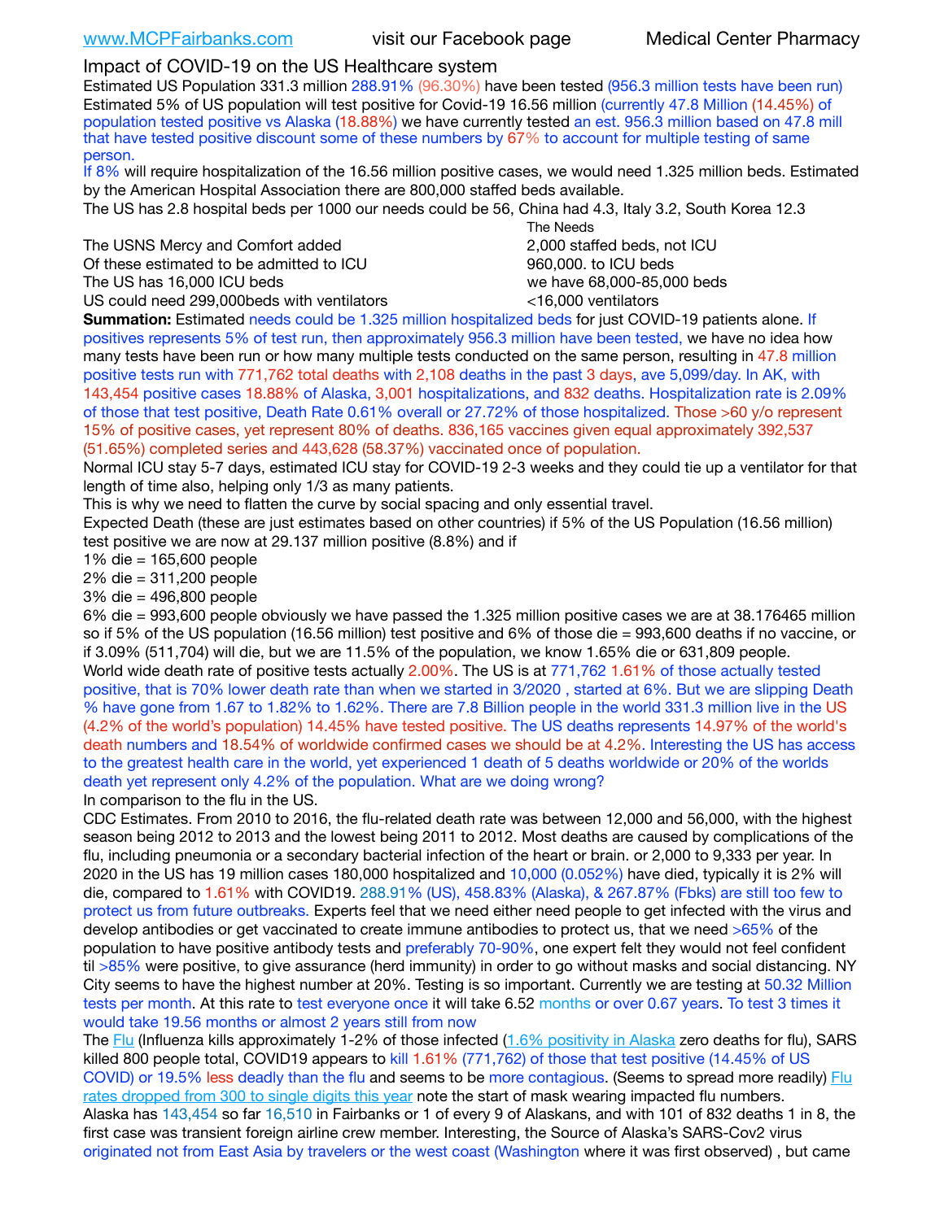www.MCPFairbanks.com visit our Facebook page Medical Center Pharmacy

## Impact of COVID-19 on the US Healthcare system

Estimated US Population 331.3 million 288.91% (96.30%) have been tested (956.3 million tests have been run) Estimated 5% of US population will test positive for Covid-19 16.56 million (currently 47.8 Million (14.45%) of population tested positive vs Alaska (18.88%) we have currently tested an est. 956.3 million based on 47.8 mill that have tested positive discount some of these numbers by 67% to account for multiple testing of same person.

If 8% will require hospitalization of the 16.56 million positive cases, we would need 1.325 million beds. Estimated by the American Hospital Association there are 800,000 staffed beds available.

The US has 2.8 hospital beds per 1000 our needs could be 56, China had 4.3, Italy 3.2, South Korea 12.3

| | The Needs |
|---|---|
| The USNS Mercy and Comfort added | 2,000 staffed beds, not ICU |
| Of these estimated to be admitted to ICU | 960,000. to ICU beds |
| The US has 16,000 ICU beds | we have 68,000-85,000 beds |
| US could need 299,000beds with ventilators | <16,000 ventilators |

**Summation:** Estimated needs could be 1.325 million hospitalized beds for just COVID-19 patients alone. If positives represents 5% of test run, then approximately 956.3 million have been tested, we have no idea how many tests have been run or how many multiple tests conducted on the same person, resulting in 47.8 million positive tests run with 771,762 total deaths with 2,108 deaths in the past 3 days, ave 5,099/day. In AK, with 143,454 positive cases 18.88% of Alaska, 3,001 hospitalizations, and 832 deaths. Hospitalization rate is 2.09% of those that test positive, Death Rate 0.61% overall or 27.72% of those hospitalized. Those >60 y/o represent 15% of positive cases, yet represent 80% of deaths. 836,165 vaccines given equal approximately 392,537 (51.65%) completed series and 443,628 (58.37%) vaccinated once of population.

Normal ICU stay 5-7 days, estimated ICU stay for COVID-19 2-3 weeks and they could tie up a ventilator for that length of time also, helping only 1/3 as many patients.

This is why we need to flatten the curve by social spacing and only essential travel.

Expected Death (these are just estimates based on other countries) if 5% of the US Population (16.56 million) test positive we are now at 29.137 million positive (8.8%) and if

1% die = 165,600 people

2% die = 311,200 people

3% die = 496,800 people

6% die = 993,600 people obviously we have passed the 1.325 million positive cases we are at 38.176465 million so if 5% of the US population (16.56 million) test positive and 6% of those die = 993,600 deaths if no vaccine, or if 3.09% (511,704) will die, but we are 11.5% of the population, we know 1.65% die or 631,809 people.

World wide death rate of positive tests actually 2.00%. The US is at 771,762 1.61% of those actually tested positive, that is 70% lower death rate than when we started in 3/2020 , started at 6%. But we are slipping Death % have gone from 1.67 to 1.82% to 1.62%. There are 7.8 Billion people in the world 331.3 million live in the US (4.2% of the world's population) 14.45% have tested positive. The US deaths represents 14.97% of the world's death numbers and 18.54% of worldwide confirmed cases we should be at 4.2%. Interesting the US has access to the greatest health care in the world, yet experienced 1 death of 5 deaths worldwide or 20% of the worlds death yet represent only 4.2% of the population. What are we doing wrong?

In comparison to the flu in the US.

CDC Estimates. From 2010 to 2016, the flu-related death rate was between 12,000 and 56,000, with the highest season being 2012 to 2013 and the lowest being 2011 to 2012. Most deaths are caused by complications of the flu, including pneumonia or a secondary bacterial infection of the heart or brain. or 2,000 to 9,333 per year. In 2020 in the US has 19 million cases 180,000 hospitalized and 10,000 (0.052%) have died, typically it is 2% will die, compared to 1.61% with COVID19. 288.91% (US), 458.83% (Alaska), & 267.87% (Fbks) are still too few to protect us from future outbreaks. Experts feel that we need either need people to get infected with the virus and develop antibodies or get vaccinated to create immune antibodies to protect us, that we need >65% of the population to have positive antibody tests and preferably 70-90%, one expert felt they would not feel confident til >85% were positive, to give assurance (herd immunity) in order to go without masks and social distancing. NY City seems to have the highest number at 20%. Testing is so important. Currently we are testing at 50.32 Million tests per month. At this rate to test everyone once it will take 6.52 months or over 0.67 years. To test 3 times it would take 19.56 months or almost 2 years still from now

The Flu (Influenza kills approximately 1-2% of those infected (1.6% positivity in Alaska zero deaths for flu), SARS killed 800 people total, COVID19 appears to kill 1.61% (771,762) of those that test positive (14.45% of US COVID) or 19.5% less deadly than the flu and seems to be more contagious. (Seems to spread more readily) Flu rates dropped from 300 to single digits this year note the start of mask wearing impacted flu numbers.

Alaska has 143,454 so far 16,510 in Fairbanks or 1 of every 9 of Alaskans, and with 101 of 832 deaths 1 in 8, the first case was transient foreign airline crew member. Interesting, the Source of Alaska's SARS-Cov2 virus originated not from East Asia by travelers or the west coast (Washington where it was first observed) , but came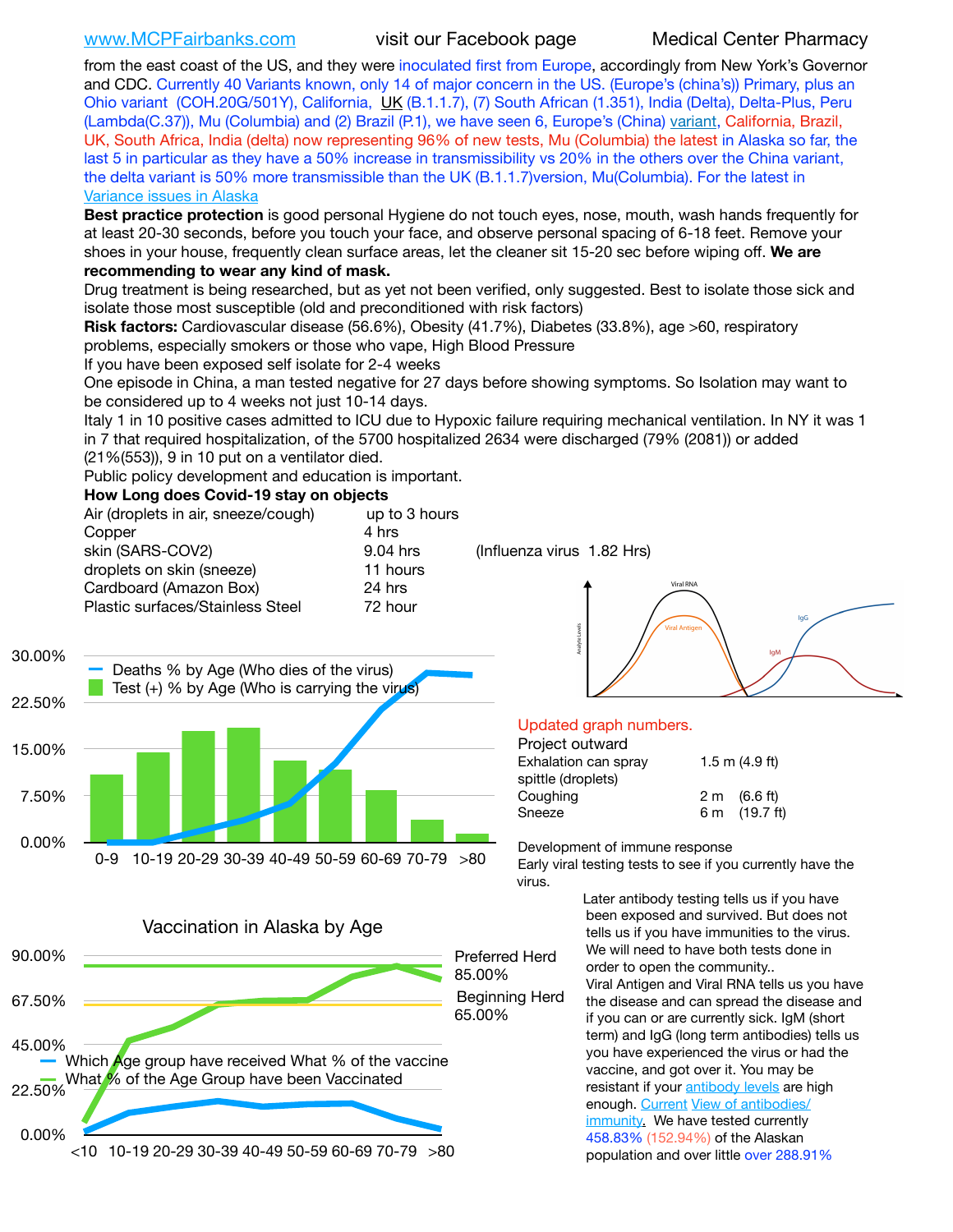www.MCPFairbanks.com visit our Facebook page Medical Center Pharmacy

from the east coast of the US, and they were inoculated first from Europe, accordingly from New York's Governor and CDC. Currently 40 Variants known, only 14 of major concern in the US. (Europe's (china's)) Primary, plus an Ohio variant (COH.20G/501Y), California, UK (B.1.1.7), (7) South African (1.351), India (Delta), Delta-Plus, Peru (Lambda(C.37)), Mu (Columbia) and (2) Brazil (P.1), we have seen 6, Europe's (China) variant, California, Brazil, UK, South Africa, India (delta) now representing 96% of new tests, Mu (Columbia) the latest in Alaska so far, the last 5 in particular as they have a 50% increase in transmissibility vs 20% in the others over the China variant, the delta variant is 50% more transmissible than the UK (B.1.1.7)version, Mu(Columbia). For the latest in Variance issues in Alaska

**Best practice protection** is good personal Hygiene do not touch eyes, nose, mouth, wash hands frequently for at least 20-30 seconds, before you touch your face, and observe personal spacing of 6-18 feet. Remove your shoes in your house, frequently clean surface areas, let the cleaner sit 15-20 sec before wiping off. **We are recommending to wear any kind of mask.**

Drug treatment is being researched, but as yet not been verified, only suggested. Best to isolate those sick and isolate those most susceptible (old and preconditioned with risk factors)

**Risk factors:** Cardiovascular disease (56.6%), Obesity (41.7%), Diabetes (33.8%), age >60, respiratory problems, especially smokers or those who vape, High Blood Pressure

If you have been exposed self isolate for 2-4 weeks

One episode in China, a man tested negative for 27 days before showing symptoms. So Isolation may want to be considered up to 4 weeks not just 10-14 days.

Italy 1 in 10 positive cases admitted to ICU due to Hypoxic failure requiring mechanical ventilation. In NY it was 1 in 7 that required hospitalization, of the 5700 hospitalized 2634 were discharged (79% (2081)) or added (21%(553)), 9 in 10 put on a ventilator died.

Public policy development and education is important.

**How Long does Covid-19 stay on objects**

| | | |
|---|---|---|
| Air (droplets in air, sneeze/cough) | up to 3 hours | |
| Copper | 4 hrs | |
| skin (SARS-COV2) | 9.04 hrs | (Influenza virus 1.82 Hrs) |
| droplets on skin (sneeze) | 11 hours | |
| Cardboard (Amazon Box) | 24 hrs | |
| Plastic surfaces/Stainless Steel | 72 hour | |

Updated graph numbers.

Project outward

| | |
|---|---|
| Exhalation can spray spittle (droplets) | 1.5 m (4.9 ft) |
| Coughing | 2 m (6.6 ft) |
| Sneeze | 6 m (19.7 ft) |

Development of immune response

Early viral testing tests to see if you currently have the virus.

Later antibody testing tells us if you have been exposed and survived. But does not tells us if you have immunities to the virus. We will need to have both tests done in order to open the community..

Viral Antigen and Viral RNA tells us you have the disease and can spread the disease and if you can or are currently sick. IgM (short term) and IgG (long term antibodies) tells us you have experienced the virus or had the vaccine, and got over it. You may be resistant if your antibody levels are high enough. Current View of antibodies/ immunity. We have tested currently 458.83% (152.94%) of the Alaskan population and over little over 288.91%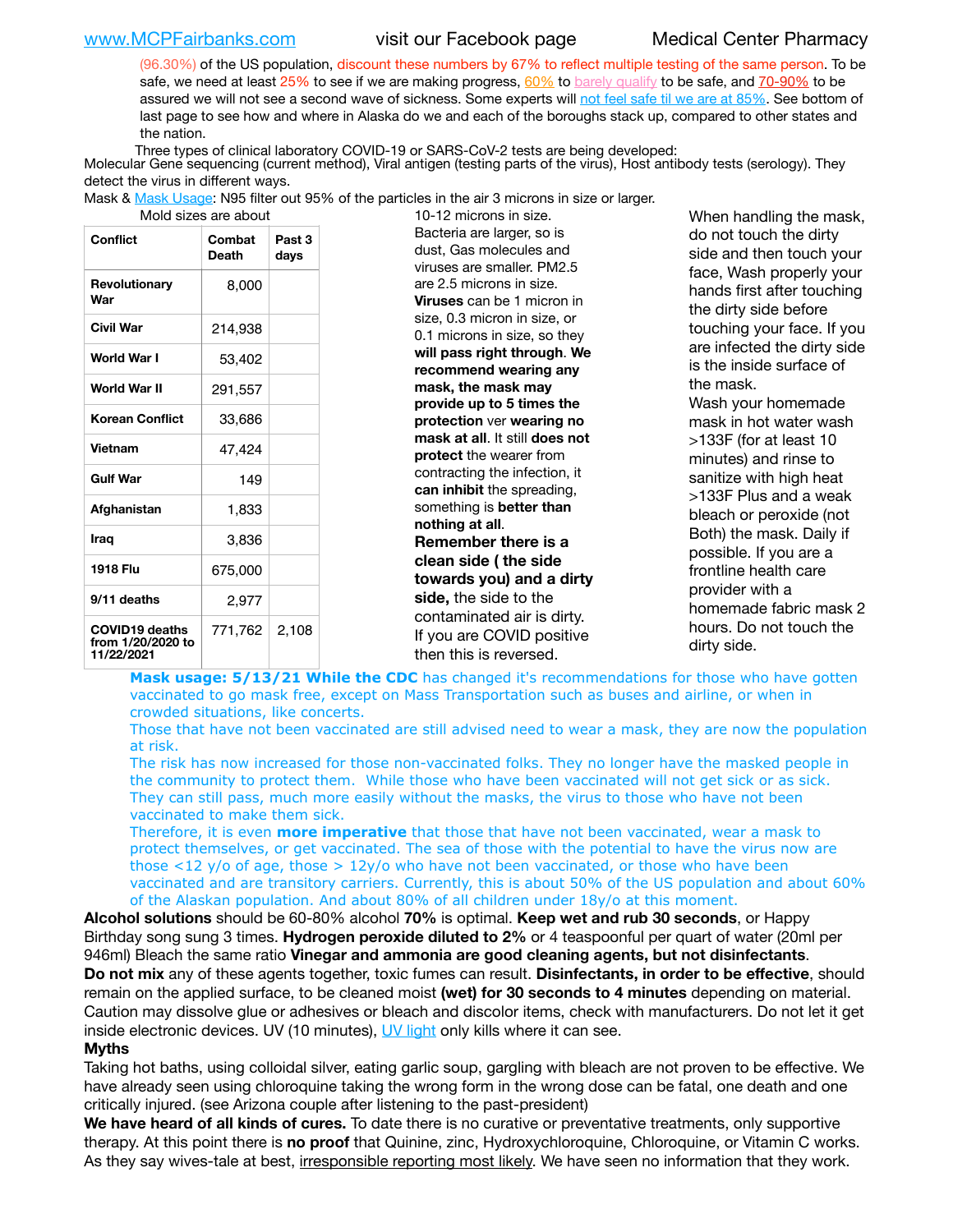(96.30%) of the US population, discount these numbers by 67% to reflect multiple testing of the same person. To be safe, we need at least 25% to see if we are making progress, 60% to barely qualify to be safe, and 70-90% to be assured we will not see a second wave of sickness. Some experts will not feel safe til we are at 85%. See bottom of last page to see how and where in Alaska do we and each of the boroughs stack up, compared to other states and the nation.

Three types of clinical laboratory COVID-19 or SARS-CoV-2 tests are being developed:
Molecular Gene sequencing (current method), Viral antigen (testing parts of the virus), Host antibody tests (serology). They detect the virus in different ways.

Mask & Mask Usage: N95 filter out 95% of the particles in the air 3 microns in size or larger. Mold sizes are about 10-12 microns in size. Bacteria are larger, so is dust, Gas molecules and viruses are smaller. PM2.5 are 2.5 microns in size. **Viruses** can be 1 micron in size, 0.3 micron in size, or 0.1 microns in size, so they **will pass right through**. **We recommend wearing any mask, the mask may provide up to 5 times the protection** ver **wearing no mask at all**. It still **does not protect** the wearer from contracting the infection, it **can inhibit** the spreading, something is **better than nothing at all**.
**Remember there is a clean side ( the side towards you) and a dirty side,** the side to the contaminated air is dirty. If you are COVID positive then this is reversed.

| Conflict | Combat Death | Past 3 days |
|---|---|---|
| Revolutionary War | 8,000 | |
| Civil War | 214,938 | |
| World War I | 53,402 | |
| World War II | 291,557 | |
| Korean Conflict | 33,686 | |
| Vietnam | 47,424 | |
| Gulf War | 149 | |
| Afghanistan | 1,833 | |
| Iraq | 3,836 | |
| 1918 Flu | 675,000 | |
| 9/11 deaths | 2,977 | |
| COVID19 deaths from 1/20/2020 to 11/22/2021 | 771,762 | 2,108 |

When handling the mask, do not touch the dirty side and then touch your face, Wash properly your hands first after touching the dirty side before touching your face. If you are infected the dirty side is the inside surface of the mask.
Wash your homemade mask in hot water wash >133F (for at least 10 minutes) and rinse to sanitize with high heat >133F Plus and a weak bleach or peroxide (not Both) the mask. Daily if possible. If you are a frontline health care provider with a homemade fabric mask 2 hours. Do not touch the dirty side.

**Mask usage: 5/13/21 While the CDC** has changed it's recommendations for those who have gotten vaccinated to go mask free, except on Mass Transportation such as buses and airline, or when in crowded situations, like concerts.
Those that have not been vaccinated are still advised need to wear a mask, they are now the population at risk.
The risk has now increased for those non-vaccinated folks. They no longer have the masked people in the community to protect them. While those who have been vaccinated will not get sick or as sick. They can still pass, much more easily without the masks, the virus to those who have not been vaccinated to make them sick.
Therefore, it is even **more imperative** that those that have not been vaccinated, wear a mask to protect themselves, or get vaccinated. The sea of those with the potential to have the virus now are those <12 y/o of age, those > 12y/o who have not been vaccinated, or those who have been vaccinated and are transitory carriers. Currently, this is about 50% of the US population and about 60% of the Alaskan population. And about 80% of all children under 18y/o at this moment.

**Alcohol solutions** should be 60-80% alcohol **70%** is optimal. **Keep wet and rub 30 seconds**, or Happy Birthday song sung 3 times. **Hydrogen peroxide diluted to 2%** or 4 teaspoonful per quart of water (20ml per 946ml) Bleach the same ratio **Vinegar and ammonia are good cleaning agents, but not disinfectants**.
**Do not mix** any of these agents together, toxic fumes can result. **Disinfectants, in order to be effective**, should remain on the applied surface, to be cleaned moist **(wet) for 30 seconds to 4 minutes** depending on material. Caution may dissolve glue or adhesives or bleach and discolor items, check with manufacturers. Do not let it get inside electronic devices. UV (10 minutes), UV light only kills where it can see.

**Myths**
Taking hot baths, using colloidal silver, eating garlic soup, gargling with bleach are not proven to be effective. We have already seen using chloroquine taking the wrong form in the wrong dose can be fatal, one death and one critically injured. (see Arizona couple after listening to the past-president)
**We have heard of all kinds of cures.** To date there is no curative or preventative treatments, only supportive therapy. At this point there is **no proof** that Quinine, zinc, Hydroxychloroquine, Chloroquine, or Vitamin C works. As they say wives-tale at best, irresponsible reporting most likely. We have seen no information that they work.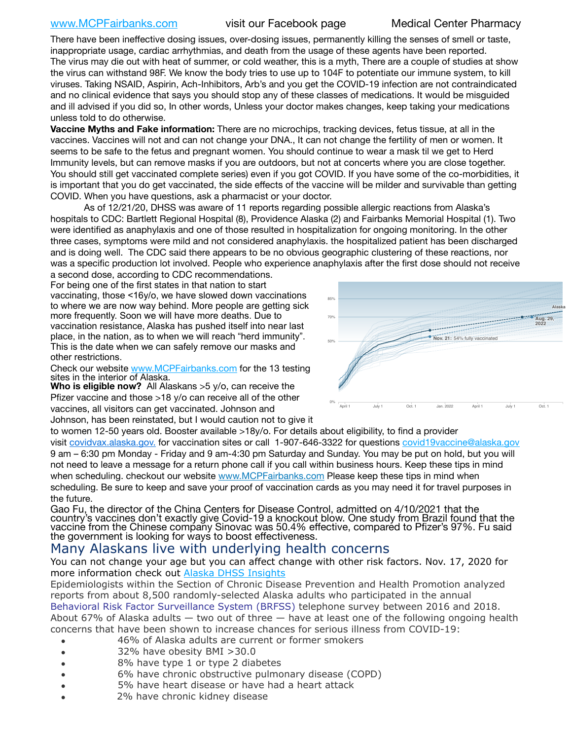There have been ineffective dosing issues, over-dosing issues, permanently killing the senses of smell or taste, inappropriate usage, cardiac arrhythmias, and death from the usage of these agents have been reported. The virus may die out with heat of summer, or cold weather, this is a myth, There are a couple of studies at show the virus can withstand 98F. We know the body tries to use up to 104F to potentiate our immune system, to kill viruses. Taking NSAID, Aspirin, Ach-Inhibitors, Arb's and you get the COVID-19 infection are not contraindicated and no clinical evidence that says you should stop any of these classes of medications. It would be misguided and ill advised if you did so, In other words, Unless your doctor makes changes, keep taking your medications unless told to do otherwise.

**Vaccine Myths and Fake information:** There are no microchips, tracking devices, fetus tissue, at all in the vaccines. Vaccines will not and can not change your DNA., It can not change the fertility of men or women. It seems to be safe to the fetus and pregnant women. You should continue to wear a mask til we get to Herd Immunity levels, but can remove masks if you are outdoors, but not at concerts where you are close together. You should still get vaccinated complete series) even if you got COVID. If you have some of the co-morbidities, it is important that you do get vaccinated, the side effects of the vaccine will be milder and survivable than getting COVID. When you have questions, ask a pharmacist or your doctor.

As of 12/21/20, DHSS was aware of 11 reports regarding possible allergic reactions from Alaska's hospitals to CDC: Bartlett Regional Hospital (8), Providence Alaska (2) and Fairbanks Memorial Hospital (1). Two were identified as anaphylaxis and one of those resulted in hospitalization for ongoing monitoring. In the other three cases, symptoms were mild and not considered anaphylaxis. the hospitalized patient has been discharged and is doing well. The CDC said there appears to be no obvious geographic clustering of these reactions, nor was a specific production lot involved. People who experience anaphylaxis after the first dose should not receive a second dose, according to CDC recommendations.

For being one of the first states in that nation to start vaccinating, those <16y/o, we have slowed down vaccinations to where we are now way behind. More people are getting sick more frequently. Soon we will have more deaths. Due to vaccination resistance, Alaska has pushed itself into near last place, in the nation, as to when we will reach "herd immunity". This is the date when we can safely remove our masks and other restrictions.

Check our website www.MCPFairbanks.com for the 13 testing sites in the interior of Alaska.

**Who is eligible now?** All Alaskans >5 y/o, can receive the Pfizer vaccine and those >18 y/o can receive all of the other vaccines, all visitors can get vaccinated. Johnson and Johnson, has been reinstated, but I would caution not to give it to women 12-50 years old. Booster available >18y/o. For details about eligibility, to find a provider visit covidvax.alaska.gov. for vaccination sites or call 1-907-646-3322 for questions covid19vaccine@alaska.gov 9 am – 6:30 pm Monday - Friday and 9 am-4:30 pm Saturday and Sunday. You may be put on hold, but you will not need to leave a message for a return phone call if you call within business hours. Keep these tips in mind when scheduling. checkout our website www.MCPFairbanks.com Please keep these tips in mind when scheduling. Be sure to keep and save your proof of vaccination cards as you may need it for travel purposes in the future.

Gao Fu, the director of the China Centers for Disease Control, admitted on 4/10/2021 that the country's vaccines don't exactly give Covid-19 a knockout blow. One study from Brazil found that the vaccine from the Chinese company Sinovac was 50.4% effective, compared to Pfizer's 97%. Fu said the government is looking for ways to boost effectiveness.

## Many Alaskans live with underlying health concerns

You can not change your age but you can affect change with other risk factors. Nov. 17, 2020 for more information check out Alaska DHSS Insights

Epidemiologists within the Section of Chronic Disease Prevention and Health Promotion analyzed reports from about 8,500 randomly-selected Alaska adults who participated in the annual Behavioral Risk Factor Surveillance System (BRFSS) telephone survey between 2016 and 2018. About 67% of Alaska adults — two out of three — have at least one of the following ongoing health concerns that have been shown to increase chances for serious illness from COVID-19:

- 46% of Alaska adults are current or former smokers
- 32% have obesity BMI >30.0
- 8% have type 1 or type 2 diabetes
- 6% have chronic obstructive pulmonary disease (COPD)
- 5% have heart disease or have had a heart attack
- 2% have chronic kidney disease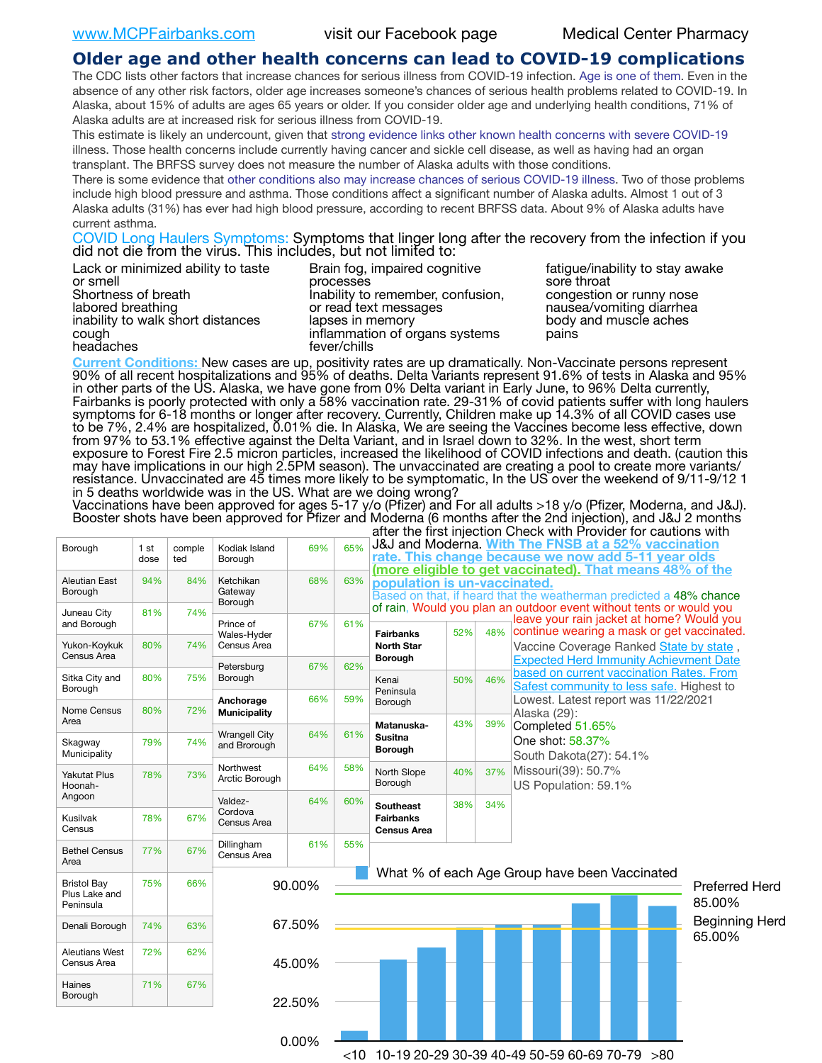www.MCPFairbanks.com visit our Facebook page Medical Center Pharmacy

## Older age and other health concerns can lead to COVID-19 complications

The CDC lists other factors that increase chances for serious illness from COVID-19 infection. Age is one of them. Even in the absence of any other risk factors, older age increases someone's chances of serious health problems related to COVID-19. In Alaska, about 15% of adults are ages 65 years or older. If you consider older age and underlying health conditions, 71% of Alaska adults are at increased risk for serious illness from COVID-19.

This estimate is likely an undercount, given that strong evidence links other known health concerns with severe COVID-19 illness. Those health concerns include currently having cancer and sickle cell disease, as well as having had an organ transplant. The BRFSS survey does not measure the number of Alaska adults with those conditions.

There is some evidence that other conditions also may increase chances of serious COVID-19 illness. Two of those problems include high blood pressure and asthma. Those conditions affect a significant number of Alaska adults. Almost 1 out of 3 Alaska adults (31%) has ever had high blood pressure, according to recent BRFSS data. About 9% of Alaska adults have current asthma.

COVID Long Haulers Symptoms: Symptoms that linger long after the recovery from the infection if you did not die from the virus. This includes, but not limited to:

- Lack or minimized ability to taste or smell
- Shortness of breath
- labored breathing
- inability to walk short distances
- cough
- headaches
- Brain fog, impaired cognitive processes
- Inability to remember, confusion, or read text messages
- lapses in memory
- inflammation of organs systems
- fever/chills
- fatigue/inability to stay awake
- sore throat
- congestion or runny nose
- nausea/vomiting diarrhea
- body and muscle aches
- pains

**Current Conditions:** New cases are up, positivity rates are up dramatically. Non-Vaccinate persons represent 90% of all recent hospitalizations and 95% of deaths. Delta Variants represent 91.6% of tests in Alaska and 95% in other parts of the US. Alaska, we have gone from 0% Delta variant in Early June, to 96% Delta currently, Fairbanks is poorly protected with only a 58% vaccination rate. 29-31% of covid patients suffer with long haulers symptoms for 6-18 months or longer after recovery. Currently, Children make up 14.3% of all COVID cases use to be 7%, 2.4% are hospitalized, 0.01% die. In Alaska, We are seeing the Vaccines become less effective, down from 97% to 53.1% effective against the Delta Variant, and in Israel down to 32%. In the west, short term exposure to Forest Fire 2.5 micron particles, increased the likelihood of COVID infections and death. (caution this may have implications in our high 2.5PM season). The unvaccinated are creating a pool to create more variants/resistance. Unvaccinated are 45 times more likely to be symptomatic, In the US over the weekend of 9/11-9/12 1 in 5 deaths worldwide was in the US. What are we doing wrong?

Vaccinations have been approved for ages 5-17 y/o (Pfizer) and For all adults >18 y/o (Pfizer, Moderna, and J&J). Booster shots have been approved for Pfizer and Moderna (6 months after the 2nd injection), and J&J 2 months after the first injection Check with Provider for cautions with J&J and Moderna. **With The FNSB at a 52% vaccination rate. This change because we now add 5-11 year olds (more eligible to get vaccinated). That means 48% of the population is un-vaccinated.**

Based on that, if heard that the weatherman predicted a 48% chance of rain, Would you plan an outdoor event without tents or would you leave your rain jacket at home? Would you continue wearing a mask or get vaccinated.

| Borough | 1 st dose | completed |
|---|---|---|
| Aleutian East Borough | 94% | 84% |
| Juneau City and Borough | 81% | 74% |
| Yukon-Koykuk Census Area | 80% | 74% |
| Sitka City and Borough | 80% | 75% |
| Nome Census Area | 80% | 72% |
| Skagway Municipality | 79% | 74% |
| Yakutat Plus Hoonah-Angoon | 78% | 73% |
| Kusilvak Census | 78% | 67% |
| Bethel Census Area | 77% | 67% |
| Bristol Bay Plus Lake and Peninsula | 75% | 66% |
| Denali Borough | 74% | 63% |
| Aleutians West Census Area | 72% | 62% |
| Haines Borough | 71% | 67% |
| Kodiak Island Borough | 69% | 65% |
| Ketchikan Gateway Borough | 68% | 63% |
| Prince of Wales-Hyder Census Area | 67% | 61% |
| Petersburg Borough | 67% | 62% |
| **Anchorage Municipality** | 66% | 59% |
| Wrangell City and Brorough | 64% | 61% |
| Northwest Arctic Borough | 64% | 58% |
| Valdez-Cordova Census Area | 64% | 60% |
| Dillingham Census Area | 61% | 55% |
| **Fairbanks North Star Borough** | 52% | 48% |
| Kenai Peninsula Borough | 50% | 46% |
| **Matanuska-Susitna Borough** | 43% | 39% |
| North Slope Borough | 40% | 37% |
| **Southeast Fairbanks Census Area** | 38% | 34% |

Vaccine Coverage Ranked State by state, Expected Herd Immunity Achievment Date based on current vaccination Rates. From Safest community to less safe. Highest to Lowest. Latest report was 11/22/2021

Alaska (29):
Completed 51.65%
One shot: 58.37%
South Dakota(27): 54.1%
Missouri(39): 50.7%
US Population: 59.1%

What % of each Age Group have been Vaccinated

90.00%
67.50%
45.00%
22.50%
0.00%

<10 10-19 20-29 30-39 40-49 50-59 60-69 70-79 >80

Preferred Herd 85.00%
Beginning Herd 65.00%